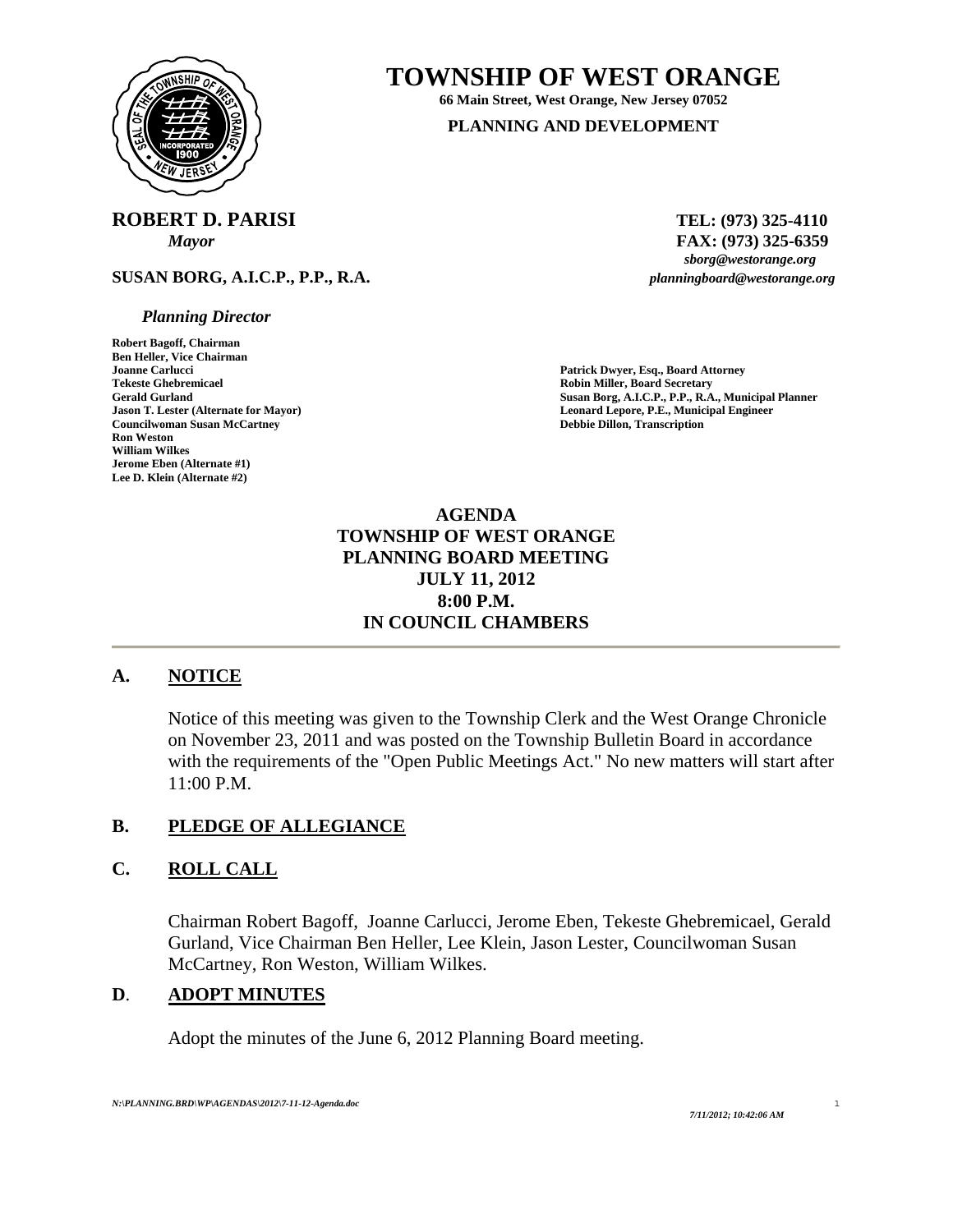# TOWNSHIP OF WEST ORANGE

**66 Main Street, West Orange, New Jersey 07052**

**PLANNING AND DEVELOPMENT**

**ROBERT D. PARISI**
*Mayor*

**TEL: (973) 325-4110**
**FAX: (973) 325-6359**
*sborg@westorange.org*
*planningboard@westorange.org*

**SUSAN BORG, A.I.C.P., P.P., R.A.**
*Planning Director*

**Robert Bagoff, Chairman**
**Ben Heller, Vice Chairman**
**Joanne Carlucci**
**Tekeste Ghebremicael**
**Gerald Gurland**
**Jason T. Lester (Alternate for Mayor)**
**Councilwoman Susan McCartney**
**Ron Weston**
**William Wilkes**
**Jerome Eben (Alternate #1)**
**Lee D. Klein (Alternate #2)**

**Patrick Dwyer, Esq., Board Attorney**
**Robin Miller, Board Secretary**
**Susan Borg, A.I.C.P., P.P., R.A., Municipal Planner**
**Leonard Lepore, P.E., Municipal Engineer**
**Debbie Dillon, Transcription**

## AGENDA
## TOWNSHIP OF WEST ORANGE
## PLANNING BOARD MEETING
## JULY 11, 2012
## 8:00 P.M.
## IN COUNCIL CHAMBERS

---

### A. NOTICE

Notice of this meeting was given to the Township Clerk and the West Orange Chronicle on November 23, 2011 and was posted on the Township Bulletin Board in accordance with the requirements of the "Open Public Meetings Act." No new matters will start after 11:00 P.M.

### B. PLEDGE OF ALLEGIANCE

### C. ROLL CALL

Chairman Robert Bagoff, Joanne Carlucci, Jerome Eben, Tekeste Ghebremicael, Gerald Gurland, Vice Chairman Ben Heller, Lee Klein, Jason Lester, Councilwoman Susan McCartney, Ron Weston, William Wilkes.

### D. ADOPT MINUTES

Adopt the minutes of the June 6, 2012 Planning Board meeting.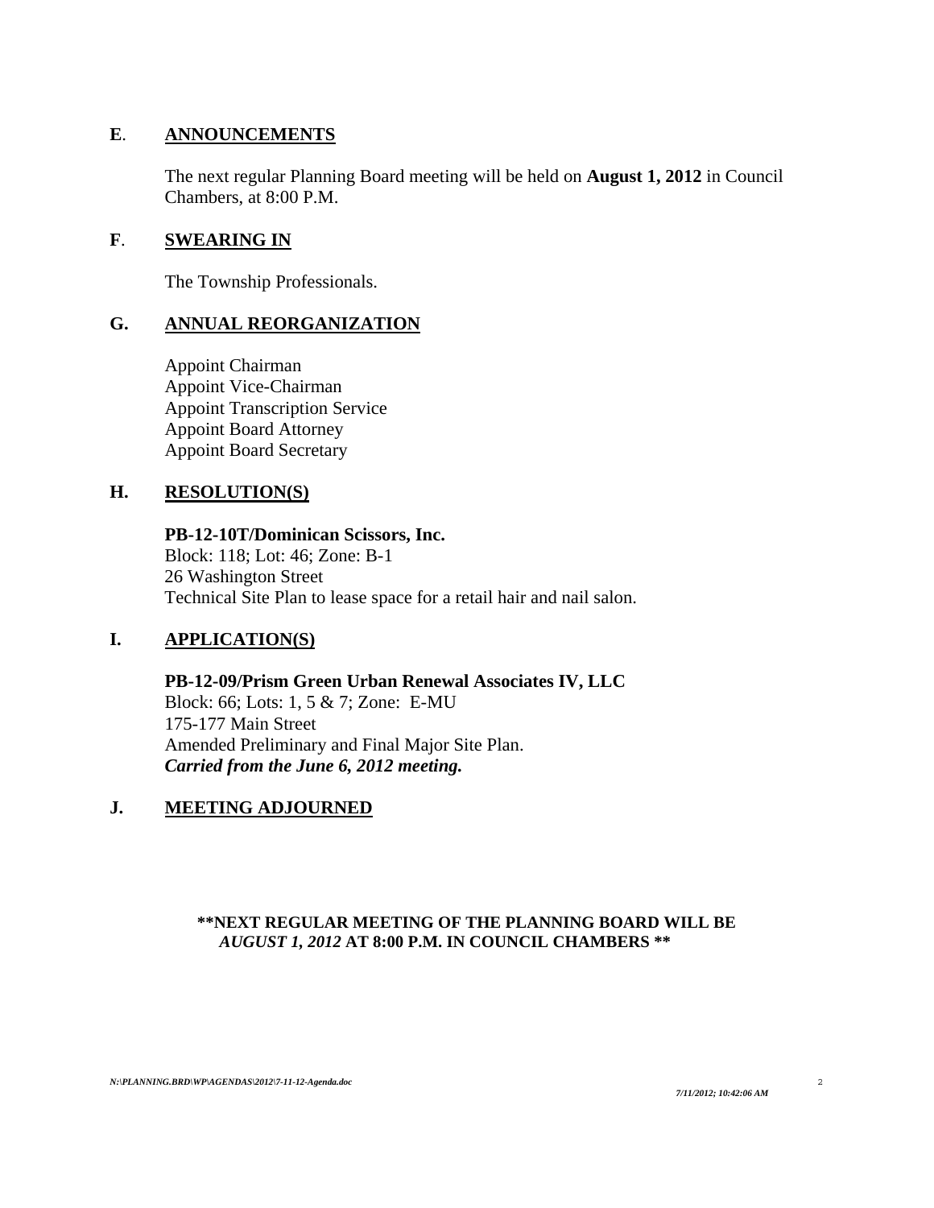## E. ANNOUNCEMENTS

The next regular Planning Board meeting will be held on **August 1, 2012** in Council Chambers, at 8:00 P.M.

## F. SWEARING IN

The Township Professionals.

## G. ANNUAL REORGANIZATION

Appoint Chairman
Appoint Vice-Chairman
Appoint Transcription Service
Appoint Board Attorney
Appoint Board Secretary

## H. RESOLUTION(S)

**PB-12-10T/Dominican Scissors, Inc.**
Block: 118; Lot: 46; Zone: B-1
26 Washington Street
Technical Site Plan to lease space for a retail hair and nail salon.

## I. APPLICATION(S)

**PB-12-09/Prism Green Urban Renewal Associates IV, LLC**
Block: 66; Lots: 1, 5 & 7; Zone: E-MU
175-177 Main Street
Amended Preliminary and Final Major Site Plan.
***Carried from the June 6, 2012 meeting.***

## J. MEETING ADJOURNED

**\*\*NEXT REGULAR MEETING OF THE PLANNING BOARD WILL BE *AUGUST 1, 2012* AT 8:00 P.M. IN COUNCIL CHAMBERS \*\***

*N:\PLANNING.BRD\WP\AGENDAS\2012\7-11-12-Agenda.doc*

*7/11/2012; 10:42:06 AM*